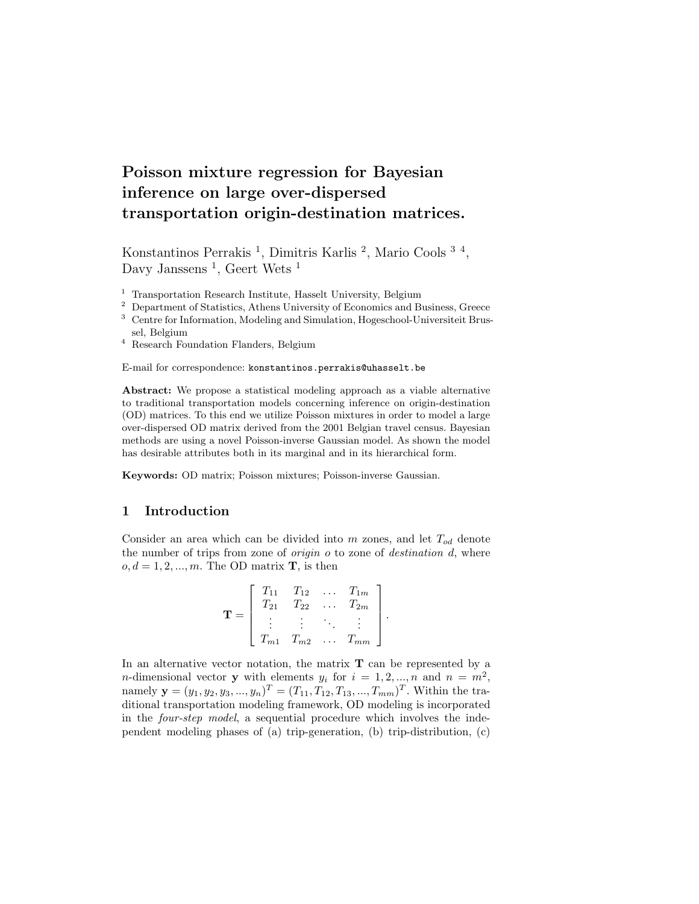# Poisson mixture regression for Bayesian inference on large over-dispersed transportation origin-destination matrices.

Konstantinos Perrakis [1], Dimitris Karlis [2], Mario Cools [3, 4], Davy Janssens [1], Geert Wets [1]

[1] Transportation Research Institute, Hasselt University, Belgium
[2] Department of Statistics, Athens University of Economics and Business, Greece
[3] Centre for Information, Modeling and Simulation, Hogeschool-Universiteit Brussel, Belgium
[4] Research Foundation Flanders, Belgium

E-mail for correspondence: konstantinos.perrakis@uhasselt.be

**Abstract:** We propose a statistical modeling approach as a viable alternative to traditional transportation models concerning inference on origin-destination (OD) matrices. To this end we utilize Poisson mixtures in order to model a large over-dispersed OD matrix derived from the 2001 Belgian travel census. Bayesian methods are using a novel Poisson-inverse Gaussian model. As shown the model has desirable attributes both in its marginal and in its hierarchical form.

**Keywords:** OD matrix; Poisson mixtures; Poisson-inverse Gaussian.

## 1 Introduction

Consider an area which can be divided into $m$ zones, and let $T_{od}$ denote the number of trips from zone of *origin* $o$ to zone of *destination* $d$, where $o, d = 1, 2, ..., m$. The OD matrix $\mathbf{T}$, is then

$$
\mathbf{T} = \begin{bmatrix} T_{11} & T_{12} & \dots & T_{1m} \\ T_{21} & T_{22} & \dots & T_{2m} \\ \vdots & \vdots & \ddots & \vdots \\ T_{m1} & T_{m2} & \dots & T_{mm} \end{bmatrix}.
$$

In an alternative vector notation, the matrix $\mathbf{T}$ can be represented by a $n$-dimensional vector $\mathbf{y}$ with elements $y_i$ for $i = 1, 2, ..., n$ and $n = m^2$, namely $\mathbf{y} = (y_1, y_2, y_3, ..., y_n)^T = (T_{11}, T_{12}, T_{13}, ..., T_{mm})^T$. Within the traditional transportation modeling framework, OD modeling is incorporated in the *four-step model*, a sequential procedure which involves the independent modeling phases of (a) trip-generation, (b) trip-distribution, (c)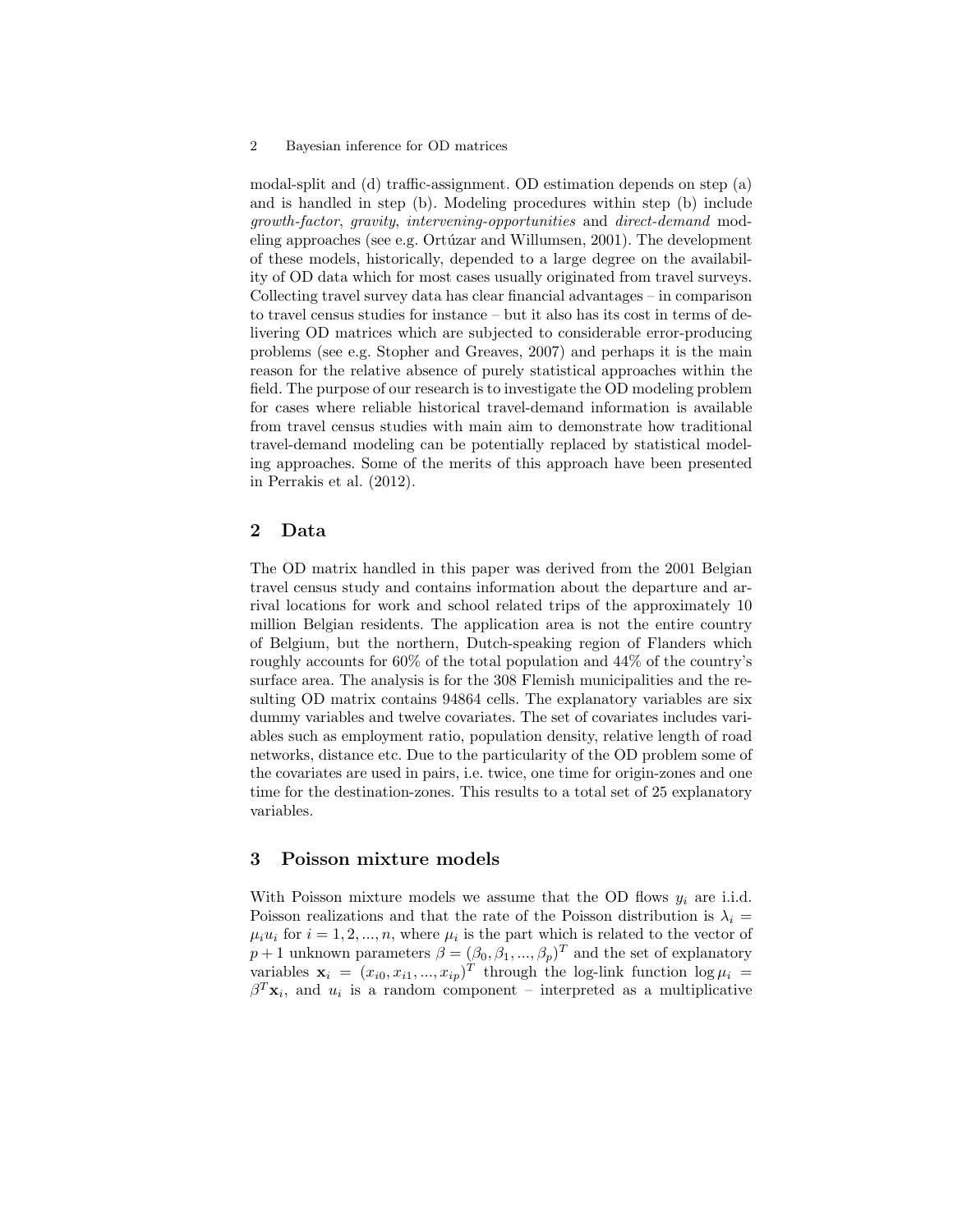modal-split and (d) traffic-assignment. OD estimation depends on step (a) and is handled in step (b). Modeling procedures within step (b) include *growth-factor*, *gravity*, *intervening-opportunities* and *direct-demand* modeling approaches (see e.g. Ortúzar and Willumsen, 2001). The development of these models, historically, depended to a large degree on the availability of OD data which for most cases usually originated from travel surveys. Collecting travel survey data has clear financial advantages – in comparison to travel census studies for instance – but it also has its cost in terms of delivering OD matrices which are subjected to considerable error-producing problems (see e.g. Stopher and Greaves, 2007) and perhaps it is the main reason for the relative absence of purely statistical approaches within the field. The purpose of our research is to investigate the OD modeling problem for cases where reliable historical travel-demand information is available from travel census studies with main aim to demonstrate how traditional travel-demand modeling can be potentially replaced by statistical modeling approaches. Some of the merits of this approach have been presented in Perrakis et al. (2012).

## 2 Data

The OD matrix handled in this paper was derived from the 2001 Belgian travel census study and contains information about the departure and arrival locations for work and school related trips of the approximately 10 million Belgian residents. The application area is not the entire country of Belgium, but the northern, Dutch-speaking region of Flanders which roughly accounts for 60% of the total population and 44% of the country's surface area. The analysis is for the 308 Flemish municipalities and the resulting OD matrix contains 94864 cells. The explanatory variables are six dummy variables and twelve covariates. The set of covariates includes variables such as employment ratio, population density, relative length of road networks, distance etc. Due to the particularity of the OD problem some of the covariates are used in pairs, i.e. twice, one time for origin-zones and one time for the destination-zones. This results to a total set of 25 explanatory variables.

## 3 Poisson mixture models

With Poisson mixture models we assume that the OD flows $y_i$ are i.i.d. Poisson realizations and that the rate of the Poisson distribution is $\lambda_i = \mu_i u_i$ for $i = 1, 2, ..., n$, where $\mu_i$ is the part which is related to the vector of $p+1$ unknown parameters $\beta = (\beta_0, \beta_1, ..., \beta_p)^T$ and the set of explanatory variables $\mathbf{x}_i = (x_{i0}, x_{i1}, ..., x_{ip})^T$ through the log-link function $\log \mu_i = \beta^T \mathbf{x}_i$, and $u_i$ is a random component – interpreted as a multiplicative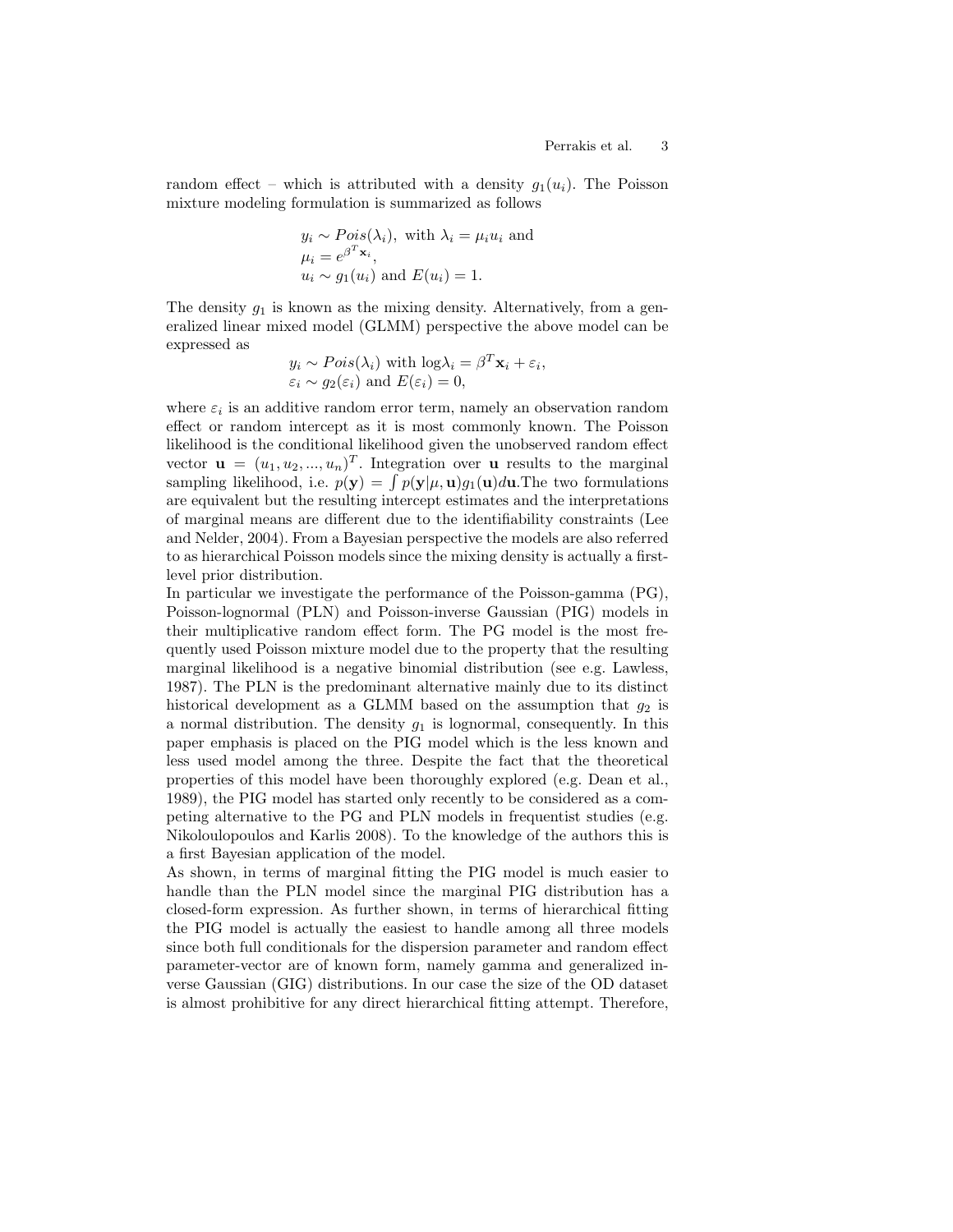random effect – which is attributed with a density $g_1(u_i)$. The Poisson mixture modeling formulation is summarized as follows

$$
\begin{aligned}
&y_i \sim Pois(\lambda_i), \text{ with } \lambda_i = \mu_i u_i \text{ and} \\
&\mu_i = e^{\beta^T \mathbf{x}_i}, \\
&u_i \sim g_1(u_i) \text{ and } E(u_i) = 1.
\end{aligned}
$$

The density $g_1$ is known as the mixing density. Alternatively, from a generalized linear mixed model (GLMM) perspective the above model can be expressed as

$$
\begin{aligned}
&y_i \sim Pois(\lambda_i) \text{ with } \log\lambda_i = \beta^T \mathbf{x}_i + \varepsilon_i, \\
&\varepsilon_i \sim g_2(\varepsilon_i) \text{ and } E(\varepsilon_i) = 0,
\end{aligned}
$$

where $\varepsilon_i$ is an additive random error term, namely an observation random effect or random intercept as it is most commonly known. The Poisson likelihood is the conditional likelihood given the unobserved random effect vector $\mathbf{u} = (u_1, u_2, ..., u_n)^T$. Integration over $\mathbf{u}$ results to the marginal sampling likelihood, i.e. $p(\mathbf{y}) = \int p(\mathbf{y}|\mu, \mathbf{u}) g_1(\mathbf{u}) d\mathbf{u}$.The two formulations are equivalent but the resulting intercept estimates and the interpretations of marginal means are different due to the identifiability constraints (Lee and Nelder, 2004). From a Bayesian perspective the models are also referred to as hierarchical Poisson models since the mixing density is actually a first-level prior distribution.

In particular we investigate the performance of the Poisson-gamma (PG), Poisson-lognormal (PLN) and Poisson-inverse Gaussian (PIG) models in their multiplicative random effect form. The PG model is the most frequently used Poisson mixture model due to the property that the resulting marginal likelihood is a negative binomial distribution (see e.g. Lawless, 1987). The PLN is the predominant alternative mainly due to its distinct historical development as a GLMM based on the assumption that $g_2$ is a normal distribution. The density $g_1$ is lognormal, consequently. In this paper emphasis is placed on the PIG model which is the less known and less used model among the three. Despite the fact that the theoretical properties of this model have been thoroughly explored (e.g. Dean et al., 1989), the PIG model has started only recently to be considered as a competing alternative to the PG and PLN models in frequentist studies (e.g. Nikoloulopoulos and Karlis 2008). To the knowledge of the authors this is a first Bayesian application of the model.

As shown, in terms of marginal fitting the PIG model is much easier to handle than the PLN model since the marginal PIG distribution has a closed-form expression. As further shown, in terms of hierarchical fitting the PIG model is actually the easiest to handle among all three models since both full conditionals for the dispersion parameter and random effect parameter-vector are of known form, namely gamma and generalized inverse Gaussian (GIG) distributions. In our case the size of the OD dataset is almost prohibitive for any direct hierarchical fitting attempt. Therefore,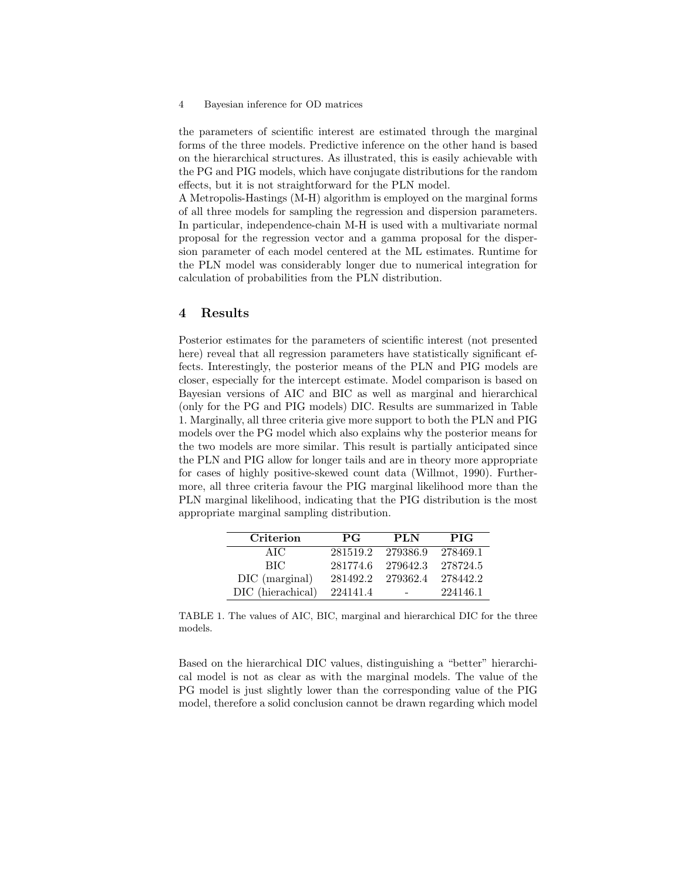the parameters of scientific interest are estimated through the marginal forms of the three models. Predictive inference on the other hand is based on the hierarchical structures. As illustrated, this is easily achievable with the PG and PIG models, which have conjugate distributions for the random effects, but it is not straightforward for the PLN model.

A Metropolis-Hastings (M-H) algorithm is employed on the marginal forms of all three models for sampling the regression and dispersion parameters. In particular, independence-chain M-H is used with a multivariate normal proposal for the regression vector and a gamma proposal for the dispersion parameter of each model centered at the ML estimates. Runtime for the PLN model was considerably longer due to numerical integration for calculation of probabilities from the PLN distribution.

## 4 Results

Posterior estimates for the parameters of scientific interest (not presented here) reveal that all regression parameters have statistically significant effects. Interestingly, the posterior means of the PLN and PIG models are closer, especially for the intercept estimate. Model comparison is based on Bayesian versions of AIC and BIC as well as marginal and hierarchical (only for the PG and PIG models) DIC. Results are summarized in Table 1. Marginally, all three criteria give more support to both the PLN and PIG models over the PG model which also explains why the posterior means for the two models are more similar. This result is partially anticipated since the PLN and PIG allow for longer tails and are in theory more appropriate for cases of highly positive-skewed count data (Willmot, 1990). Furthermore, all three criteria favour the PIG marginal likelihood more than the PLN marginal likelihood, indicating that the PIG distribution is the most appropriate marginal sampling distribution.

| Criterion | PG | PLN | PIG |
|---|---|---|---|
| AIC | 281519.2 | 279386.9 | 278469.1 |
| BIC | 281774.6 | 279642.3 | 278724.5 |
| DIC (marginal) | 281492.2 | 279362.4 | 278442.2 |
| DIC (hierachical) | 224141.4 | - | 224146.1 |

TABLE 1. The values of AIC, BIC, marginal and hierarchical DIC for the three models.

Based on the hierarchical DIC values, distinguishing a "better" hierarchical model is not as clear as with the marginal models. The value of the PG model is just slightly lower than the corresponding value of the PIG model, therefore a solid conclusion cannot be drawn regarding which model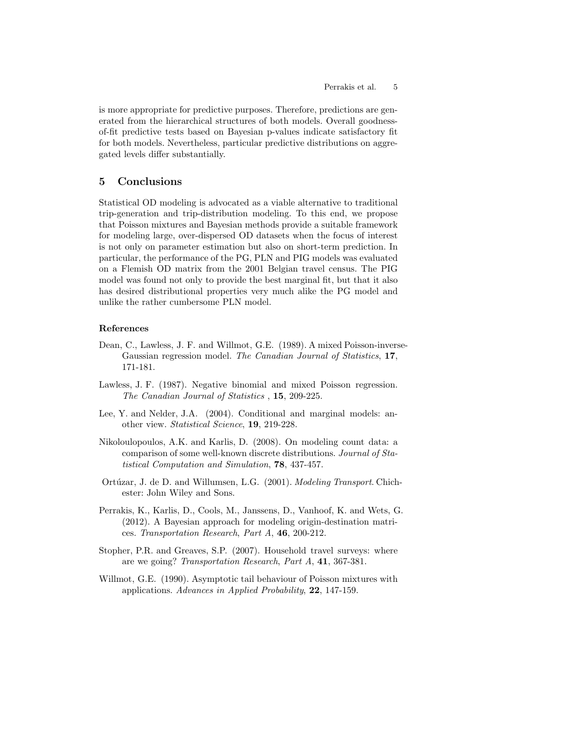is more appropriate for predictive purposes. Therefore, predictions are generated from the hierarchical structures of both models. Overall goodness-of-fit predictive tests based on Bayesian p-values indicate satisfactory fit for both models. Nevertheless, particular predictive distributions on aggregated levels differ substantially.

## 5 Conclusions

Statistical OD modeling is advocated as a viable alternative to traditional trip-generation and trip-distribution modeling. To this end, we propose that Poisson mixtures and Bayesian methods provide a suitable framework for modeling large, over-dispersed OD datasets when the focus of interest is not only on parameter estimation but also on short-term prediction. In particular, the performance of the PG, PLN and PIG models was evaluated on a Flemish OD matrix from the 2001 Belgian travel census. The PIG model was found not only to provide the best marginal fit, but that it also has desired distributional properties very much alike the PG model and unlike the rather cumbersome PLN model.

### References

Dean, C., Lawless, J. F. and Willmot, G.E. (1989). A mixed Poisson-inverse-Gaussian regression model. *The Canadian Journal of Statistics*, **17**, 171-181.

Lawless, J. F. (1987). Negative binomial and mixed Poisson regression. *The Canadian Journal of Statistics* , **15**, 209-225.

Lee, Y. and Nelder, J.A. (2004). Conditional and marginal models: another view. *Statistical Science*, **19**, 219-228.

Nikoloulopoulos, A.K. and Karlis, D. (2008). On modeling count data: a comparison of some well-known discrete distributions. *Journal of Statistical Computation and Simulation*, **78**, 437-457.

Ortúzar, J. de D. and Willumsen, L.G. (2001). *Modeling Transport*. Chichester: John Wiley and Sons.

Perrakis, K., Karlis, D., Cools, M., Janssens, D., Vanhoof, K. and Wets, G. (2012). A Bayesian approach for modeling origin-destination matrices. *Transportation Research, Part A*, **46**, 200-212.

Stopher, P.R. and Greaves, S.P. (2007). Household travel surveys: where are we going? *Transportation Research, Part A*, **41**, 367-381.

Willmot, G.E. (1990). Asymptotic tail behaviour of Poisson mixtures with applications. *Advances in Applied Probability*, **22**, 147-159.